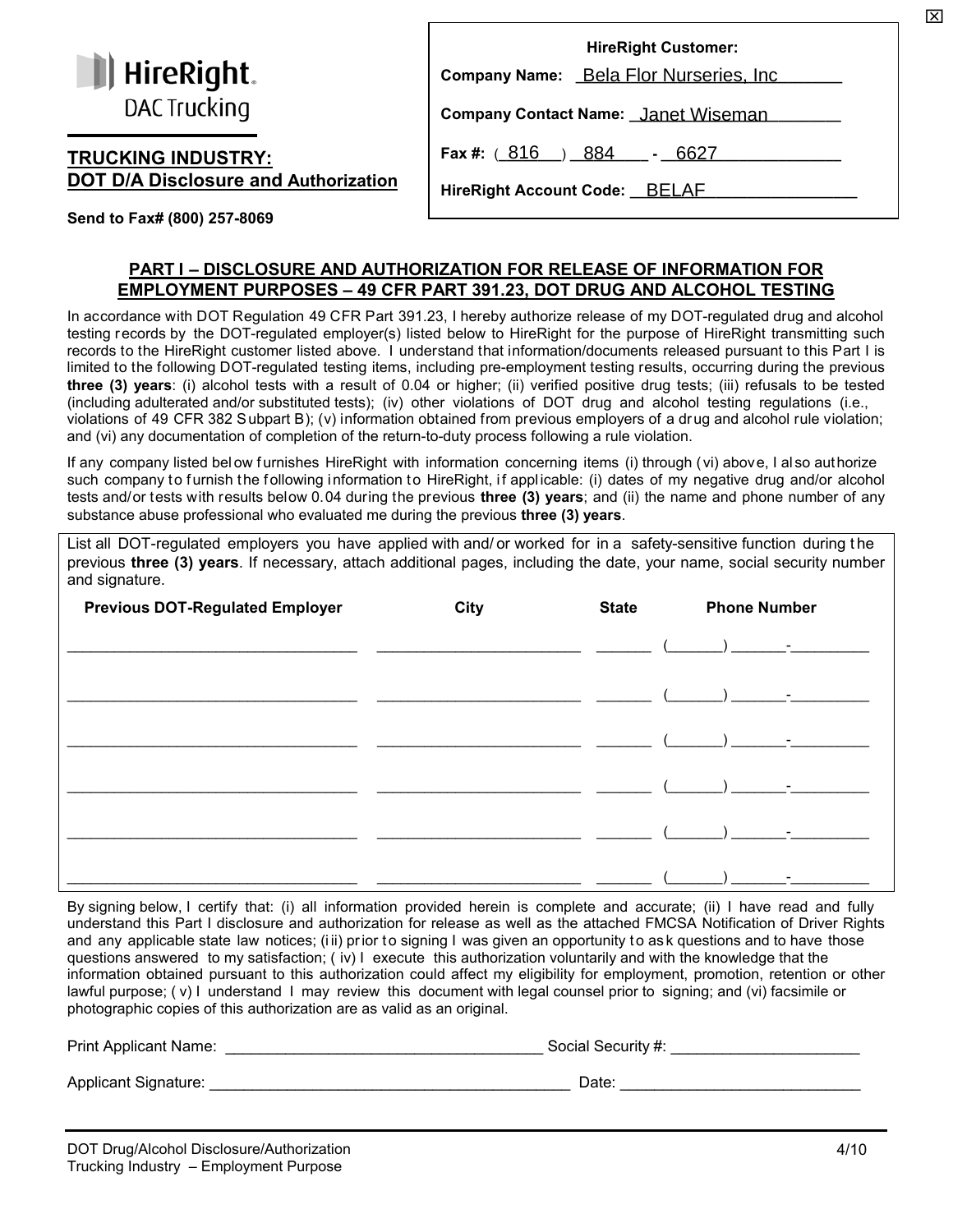**HireRight**
DAC Trucking

## TRUCKING INDUSTRY:
## DOT D/A Disclosure and Authorization

**Send to Fax# (800) 257-8069**

**HireRight Customer:**

**Company Name:** Bela Flor Nurseries, Inc

**Company Contact Name:** Janet Wiseman

**Fax #:** (816) 884 - 6627

**HireRight Account Code:** BELAF

### PART I – DISCLOSURE AND AUTHORIZATION FOR RELEASE OF INFORMATION FOR EMPLOYMENT PURPOSES – 49 CFR PART 391.23, DOT DRUG AND ALCOHOL TESTING

In accordance with DOT Regulation 49 CFR Part 391.23, I hereby authorize release of my DOT-regulated drug and alcohol testing records by the DOT-regulated employer(s) listed below to HireRight for the purpose of HireRight transmitting such records to the HireRight customer listed above. I understand that information/documents released pursuant to this Part I is limited to the following DOT-regulated testing items, including pre-employment testing results, occurring during the previous **three (3) years**: (i) alcohol tests with a result of 0.04 or higher; (ii) verified positive drug tests; (iii) refusals to be tested (including adulterated and/or substituted tests); (iv) other violations of DOT drug and alcohol testing regulations (i.e., violations of 49 CFR 382 Subpart B); (v) information obtained from previous employers of a drug and alcohol rule violation; and (vi) any documentation of completion of the return-to-duty process following a rule violation.

If any company listed below furnishes HireRight with information concerning items (i) through (vi) above, I also authorize such company to furnish the following information to HireRight, if applicable: (i) dates of my negative drug and/or alcohol tests and/or tests with results below 0.04 during the previous **three (3) years**; and (ii) the name and phone number of any substance abuse professional who evaluated me during the previous **three (3) years**.

List all DOT-regulated employers you have applied with and/or worked for in a safety-sensitive function during the previous **three (3) years**. If necessary, attach additional pages, including the date, your name, social security number and signature.

| Previous DOT-Regulated Employer | City | State | Phone Number |
|---|---|---|---|
| | | | ( ) - |
| | | | ( ) - |
| | | | ( ) - |
| | | | ( ) - |
| | | | ( ) - |
| | | | ( ) - |

By signing below, I certify that: (i) all information provided herein is complete and accurate; (ii) I have read and fully understand this Part I disclosure and authorization for release as well as the attached FMCSA Notification of Driver Rights and any applicable state law notices; (iii) prior to signing I was given an opportunity to ask questions and to have those questions answered to my satisfaction; (iv) I execute this authorization voluntarily and with the knowledge that the information obtained pursuant to this authorization could affect my eligibility for employment, promotion, retention or other lawful purpose; (v) I understand I may review this document with legal counsel prior to signing; and (vi) facsimile or photographic copies of this authorization are as valid as an original.

Print Applicant Name: ____________________ Social Security #: ____________________

Applicant Signature: ____________________ Date: ____________________

DOT Drug/Alcohol Disclosure/Authorization
Trucking Industry – Employment Purpose

4/10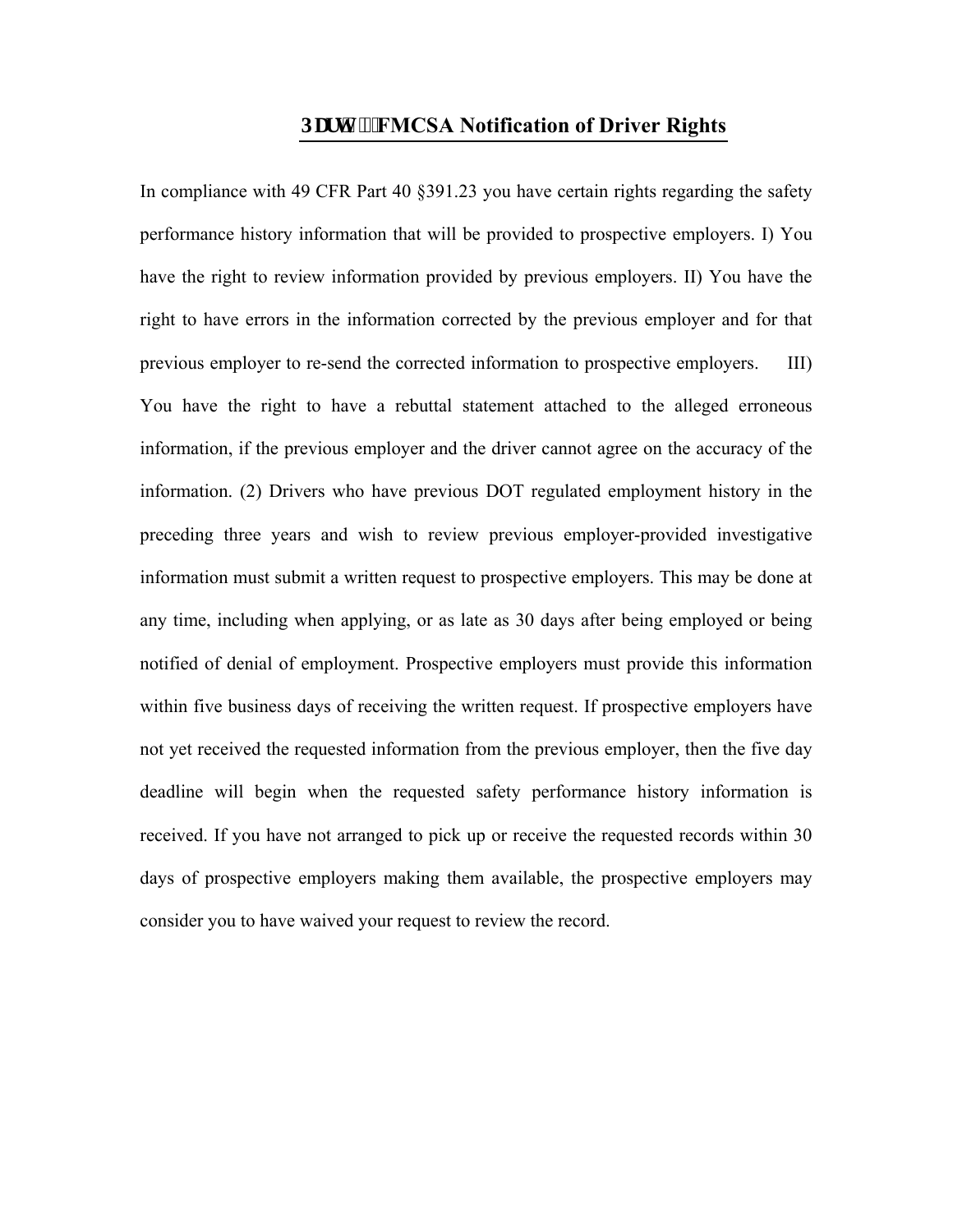# Part 2: FMCSA Notification of Driver Rights

In compliance with 49 CFR Part 40 §391.23 you have certain rights regarding the safety performance history information that will be provided to prospective employers. I) You have the right to review information provided by previous employers. II) You have the right to have errors in the information corrected by the previous employer and for that previous employer to re-send the corrected information to prospective employers. III) You have the right to have a rebuttal statement attached to the alleged erroneous information, if the previous employer and the driver cannot agree on the accuracy of the information. (2) Drivers who have previous DOT regulated employment history in the preceding three years and wish to review previous employer-provided investigative information must submit a written request to prospective employers. This may be done at any time, including when applying, or as late as 30 days after being employed or being notified of denial of employment. Prospective employers must provide this information within five business days of receiving the written request. If prospective employers have not yet received the requested information from the previous employer, then the five day deadline will begin when the requested safety performance history information is received. If you have not arranged to pick up or receive the requested records within 30 days of prospective employers making them available, the prospective employers may consider you to have waived your request to review the record.